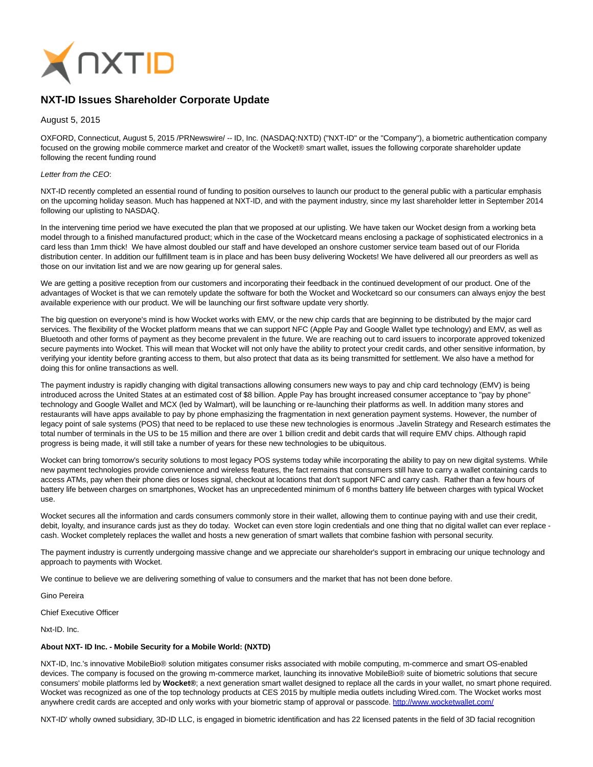# NXT-ID Issues Shareholder Corporate Update

August 5, 2015

OXFORD, Connecticut, August 5, 2015 /PRNewswire/ -- ID, Inc. (NASDAQ:NXTD) ("NXT-ID" or the "Company"), a biometric authentication company focused on the growing mobile commerce market and creator of the Wocket® smart wallet, issues the following corporate shareholder update following the recent funding round

*Letter from the CEO*:

NXT-ID recently completed an essential round of funding to position ourselves to launch our product to the general public with a particular emphasis on the upcoming holiday season. Much has happened at NXT-ID, and with the payment industry, since my last shareholder letter in September 2014 following our uplisting to NASDAQ.

In the intervening time period we have executed the plan that we proposed at our uplisting. We have taken our Wocket design from a working beta model through to a finished manufactured product; which in the case of the Wocketcard means enclosing a package of sophisticated electronics in a card less than 1mm thick!  We have almost doubled our staff and have developed an onshore customer service team based out of our Florida distribution center. In addition our fulfillment team is in place and has been busy delivering Wockets! We have delivered all our preorders as well as those on our invitation list and we are now gearing up for general sales.

We are getting a positive reception from our customers and incorporating their feedback in the continued development of our product. One of the advantages of Wocket is that we can remotely update the software for both the Wocket and Wocketcard so our consumers can always enjoy the best available experience with our product. We will be launching our first software update very shortly.

The big question on everyone's mind is how Wocket works with EMV, or the new chip cards that are beginning to be distributed by the major card services. The flexibility of the Wocket platform means that we can support NFC (Apple Pay and Google Wallet type technology) and EMV, as well as Bluetooth and other forms of payment as they become prevalent in the future. We are reaching out to card issuers to incorporate approved tokenized secure payments into Wocket. This will mean that Wocket will not only have the ability to protect your credit cards, and other sensitive information, by verifying your identity before granting access to them, but also protect that data as its being transmitted for settlement. We also have a method for doing this for online transactions as well.

The payment industry is rapidly changing with digital transactions allowing consumers new ways to pay and chip card technology (EMV) is being introduced across the United States at an estimated cost of $8 billion. Apple Pay has brought increased consumer acceptance to "pay by phone" technology and Google Wallet and MCX (led by Walmart), will be launching or re-launching their platforms as well. In addition many stores and restaurants will have apps available to pay by phone emphasizing the fragmentation in next generation payment systems. However, the number of legacy point of sale systems (POS) that need to be replaced to use these new technologies is enormous .Javelin Strategy and Research estimates the total number of terminals in the US to be 15 million and there are over 1 billion credit and debit cards that will require EMV chips. Although rapid progress is being made, it will still take a number of years for these new technologies to be ubiquitous.

Wocket can bring tomorrow's security solutions to most legacy POS systems today while incorporating the ability to pay on new digital systems. While new payment technologies provide convenience and wireless features, the fact remains that consumers still have to carry a wallet containing cards to access ATMs, pay when their phone dies or loses signal, checkout at locations that don't support NFC and carry cash.  Rather than a few hours of battery life between charges on smartphones, Wocket has an unprecedented minimum of 6 months battery life between charges with typical Wocket use.

Wocket secures all the information and cards consumers commonly store in their wallet, allowing them to continue paying with and use their credit, debit, loyalty, and insurance cards just as they do today.  Wocket can even store login credentials and one thing that no digital wallet can ever replace - cash. Wocket completely replaces the wallet and hosts a new generation of smart wallets that combine fashion with personal security.

The payment industry is currently undergoing massive change and we appreciate our shareholder's support in embracing our unique technology and approach to payments with Wocket.

We continue to believe we are delivering something of value to consumers and the market that has not been done before.

Gino Pereira

Chief Executive Officer

Nxt-ID. Inc.

**About NXT- ID Inc. - Mobile Security for a Mobile World: (NXTD)**

NXT-ID, Inc.'s innovative MobileBio® solution mitigates consumer risks associated with mobile computing, m-commerce and smart OS-enabled devices. The company is focused on the growing m-commerce market, launching its innovative MobileBio® suite of biometric solutions that secure consumers' mobile platforms led by **Wocket®**; a next generation smart wallet designed to replace all the cards in your wallet, no smart phone required. Wocket was recognized as one of the top technology products at CES 2015 by multiple media outlets including Wired.com. The Wocket works most anywhere credit cards are accepted and only works with your biometric stamp of approval or passcode. http://www.wocketwallet.com/

NXT-ID' wholly owned subsidiary, 3D-ID LLC, is engaged in biometric identification and has 22 licensed patents in the field of 3D facial recognition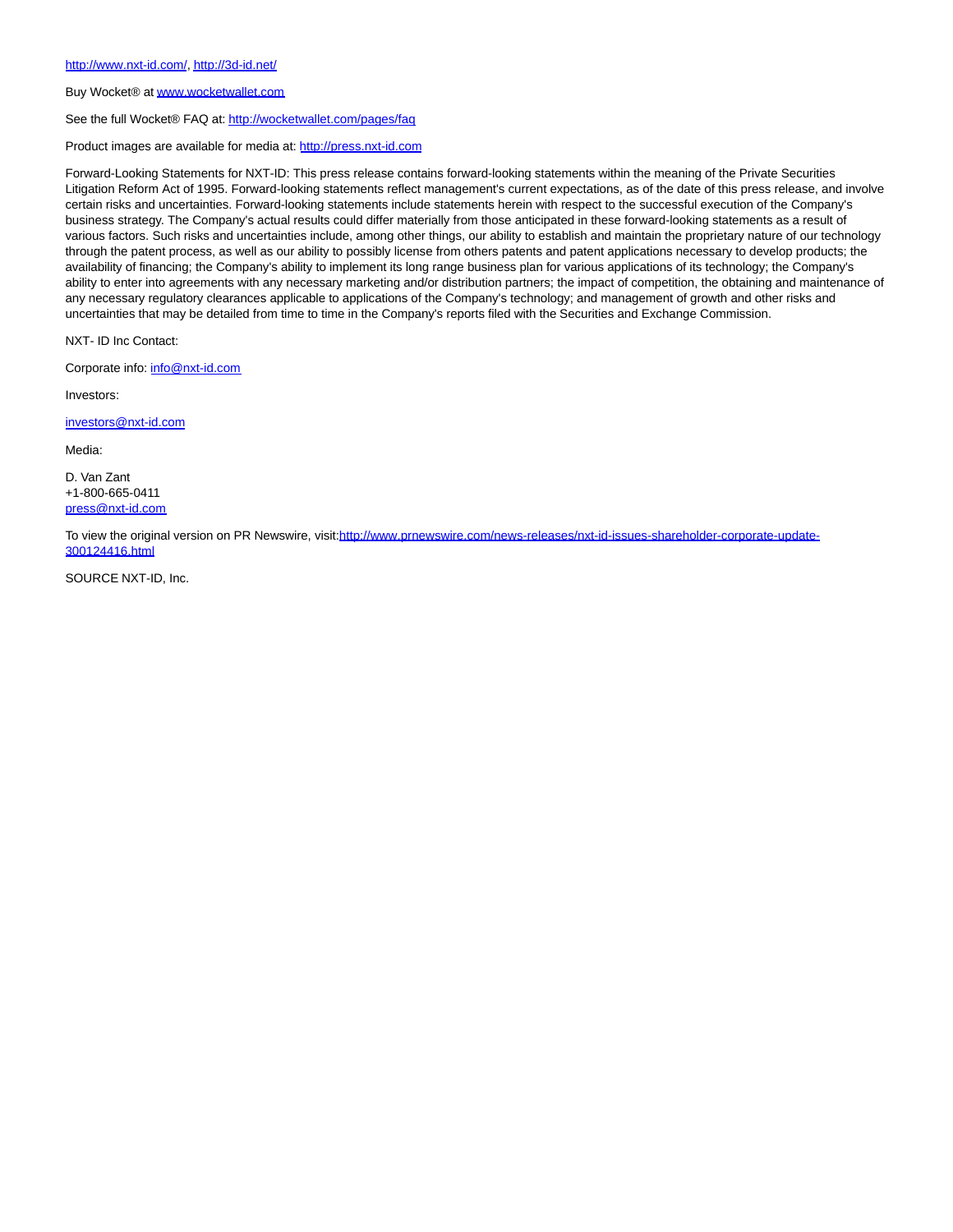http://www.nxt-id.com/, http://3d-id.net/

Buy Wocket® at www.wocketwallet.com

See the full Wocket® FAQ at: http://wocketwallet.com/pages/faq

Product images are available for media at: http://press.nxt-id.com

Forward-Looking Statements for NXT-ID: This press release contains forward-looking statements within the meaning of the Private Securities Litigation Reform Act of 1995. Forward-looking statements reflect management's current expectations, as of the date of this press release, and involve certain risks and uncertainties. Forward-looking statements include statements herein with respect to the successful execution of the Company's business strategy. The Company's actual results could differ materially from those anticipated in these forward-looking statements as a result of various factors. Such risks and uncertainties include, among other things, our ability to establish and maintain the proprietary nature of our technology through the patent process, as well as our ability to possibly license from others patents and patent applications necessary to develop products; the availability of financing; the Company's ability to implement its long range business plan for various applications of its technology; the Company's ability to enter into agreements with any necessary marketing and/or distribution partners; the impact of competition, the obtaining and maintenance of any necessary regulatory clearances applicable to applications of the Company's technology; and management of growth and other risks and uncertainties that may be detailed from time to time in the Company's reports filed with the Securities and Exchange Commission.

NXT- ID Inc Contact:

Corporate info: info@nxt-id.com

Investors:

investors@nxt-id.com

Media:

D. Van Zant
+1-800-665-0411
press@nxt-id.com

To view the original version on PR Newswire, visit:http://www.prnewswire.com/news-releases/nxt-id-issues-shareholder-corporate-update-300124416.html

SOURCE NXT-ID, Inc.